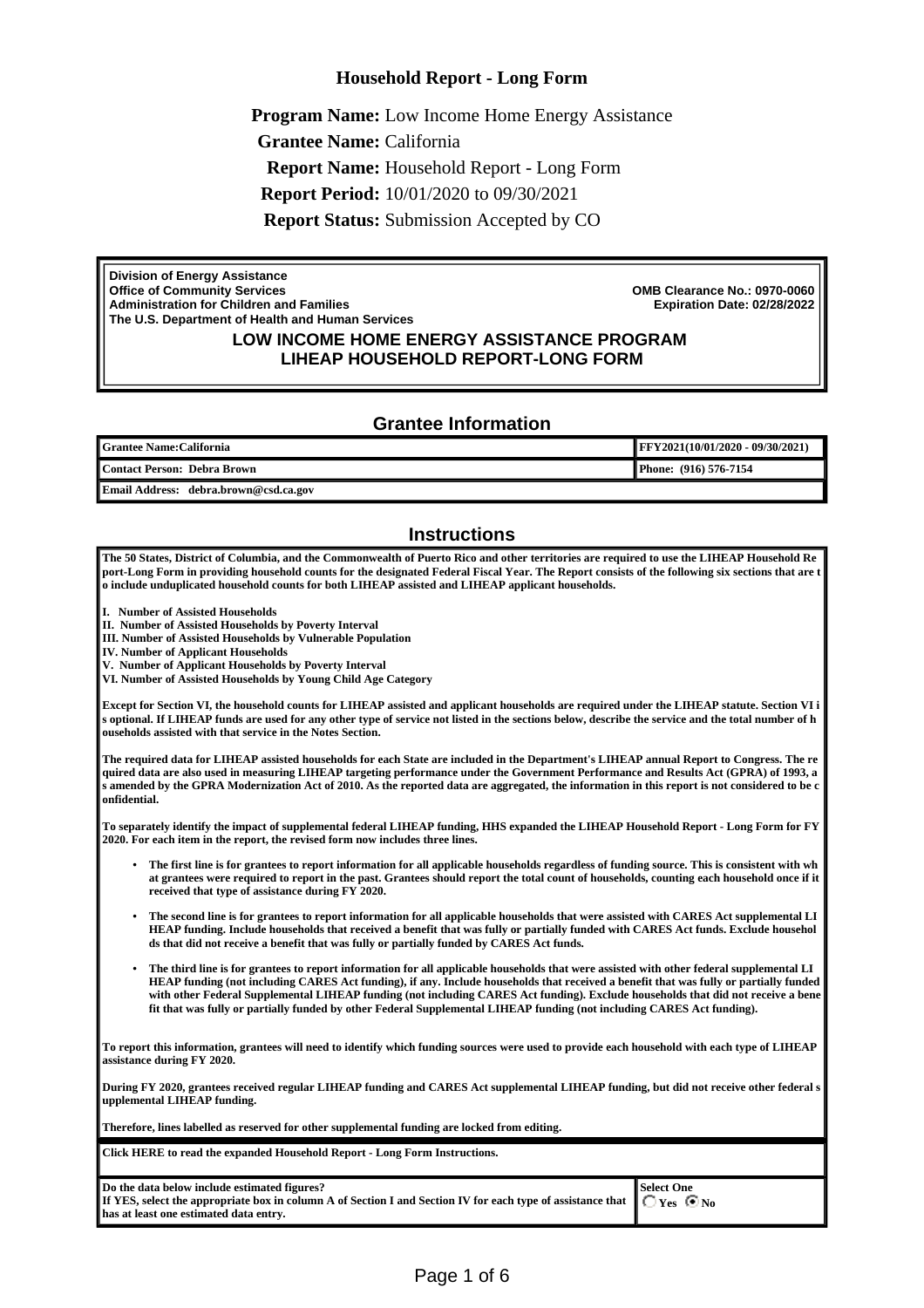# Household Report - Long Form

**Program Name:** Low Income Home Energy Assistance

**Grantee Name:** California

**Report Name:** Household Report - Long Form

**Report Period:** 10/01/2020 to 09/30/2021

**Report Status:** Submission Accepted by CO

**Division of Energy Assistance**
**Office of Community Services**
**Administration for Children and Families**
**The U.S. Department of Health and Human Services**

**OMB Clearance No.: 0970-0060**
**Expiration Date: 02/28/2022**

## LOW INCOME HOME ENERGY ASSISTANCE PROGRAM
## LIHEAP HOUSEHOLD REPORT-LONG FORM

## Grantee Information

| | |
|---|---|
| **Grantee Name:California** | **FFY2021(10/01/2020 - 09/30/2021)** |
| **Contact Person: Debra Brown** | **Phone: (916) 576-7154** |
| **Email Address: debra.brown@csd.ca.gov** | |

## Instructions

**The 50 States, District of Columbia, and the Commonwealth of Puerto Rico and other territories are required to use the LIHEAP Household Report-Long Form in providing household counts for the designated Federal Fiscal Year. The Report consists of the following six sections that are to include unduplicated household counts for both LIHEAP assisted and LIHEAP applicant households.**

**I. Number of Assisted Households**
**II. Number of Assisted Households by Poverty Interval**
**III. Number of Assisted Households by Vulnerable Population**
**IV. Number of Applicant Households**
**V. Number of Applicant Households by Poverty Interval**
**VI. Number of Assisted Households by Young Child Age Category**

**Except for Section VI, the household counts for LIHEAP assisted and applicant households are required under the LIHEAP statute. Section VI is optional. If LIHEAP funds are used for any other type of service not listed in the sections below, describe the service and the total number of households assisted with that service in the Notes Section.**

**The required data for LIHEAP assisted households for each State are included in the Department's LIHEAP annual Report to Congress. The required data are also used in measuring LIHEAP targeting performance under the Government Performance and Results Act (GPRA) of 1993, as amended by the GPRA Modernization Act of 2010. As the reported data are aggregated, the information in this report is not considered to be confidential.**

**To separately identify the impact of supplemental federal LIHEAP funding, HHS expanded the LIHEAP Household Report - Long Form for FY 2020. For each item in the report, the revised form now includes three lines.**

- **The first line is for grantees to report information for all applicable households regardless of funding source. This is consistent with what grantees were required to report in the past. Grantees should report the total count of households, counting each household once if it received that type of assistance during FY 2020.**
- **The second line is for grantees to report information for all applicable households that were assisted with CARES Act supplemental LIHEAP funding. Include households that received a benefit that was fully or partially funded with CARES Act funds. Exclude households that did not receive a benefit that was fully or partially funded by CARES Act funds.**
- **The third line is for grantees to report information for all applicable households that were assisted with other federal supplemental LIHEAP funding (not including CARES Act funding), if any. Include households that received a benefit that was fully or partially funded with other Federal Supplemental LIHEAP funding (not including CARES Act funding). Exclude households that did not receive a benefit that was fully or partially funded by other Federal Supplemental LIHEAP funding (not including CARES Act funding).**

**To report this information, grantees will need to identify which funding sources were used to provide each household with each type of LIHEAP assistance during FY 2020.**

**During FY 2020, grantees received regular LIHEAP funding and CARES Act supplemental LIHEAP funding, but did not receive other federal supplemental LIHEAP funding.**

**Therefore, lines labelled as reserved for other supplemental funding are locked from editing.**

**Click HERE to read the expanded Household Report - Long Form Instructions.**

| | |
|---|---|
| **Do the data below include estimated figures?** **If YES, select the appropriate box in column A of Section I and Section IV for each type of assistance that has at least one estimated data entry.** | **Select One** ○ **Yes** ◉ **No** |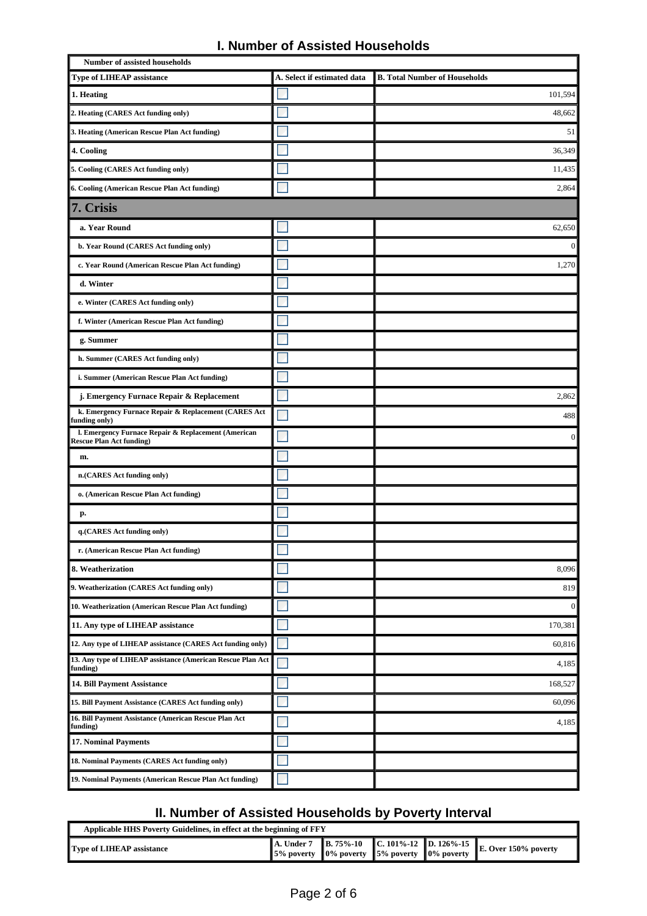## I. Number of Assisted Households

| Number of assisted households | | |
|---|---|---|
| **Type of LIHEAP assistance** | **A. Select if estimated data** | **B. Total Number of Households** |
| **1. Heating** | | 101,594 |
| **2. Heating (CARES Act funding only)** | | 48,662 |
| **3. Heating (American Rescue Plan Act funding)** | | 51 |
| **4. Cooling** | | 36,349 |
| **5. Cooling (CARES Act funding only)** | | 11,435 |
| **6. Cooling (American Rescue Plan Act funding)** | | 2,864 |
| **7. Crisis** | | |
| **a. Year Round** | | 62,650 |
| **b. Year Round (CARES Act funding only)** | | 0 |
| **c. Year Round (American Rescue Plan Act funding)** | | 1,270 |
| **d. Winter** | | |
| **e. Winter (CARES Act funding only)** | | |
| **f. Winter (American Rescue Plan Act funding)** | | |
| **g. Summer** | | |
| **h. Summer (CARES Act funding only)** | | |
| **i. Summer (American Rescue Plan Act funding)** | | |
| **j. Emergency Furnace Repair & Replacement** | | 2,862 |
| **k. Emergency Furnace Repair & Replacement (CARES Act funding only)** | | 488 |
| **l. Emergency Furnace Repair & Replacement (American Rescue Plan Act funding)** | | 0 |
| **m.** | | |
| **n.(CARES Act funding only)** | | |
| **o. (American Rescue Plan Act funding)** | | |
| **p.** | | |
| **q.(CARES Act funding only)** | | |
| **r. (American Rescue Plan Act funding)** | | |
| **8. Weatherization** | | 8,096 |
| **9. Weatherization (CARES Act funding only)** | | 819 |
| **10. Weatherization (American Rescue Plan Act funding)** | | 0 |
| **11. Any type of LIHEAP assistance** | | 170,381 |
| **12. Any type of LIHEAP assistance (CARES Act funding only)** | | 60,816 |
| **13. Any type of LIHEAP assistance (American Rescue Plan Act funding)** | | 4,185 |
| **14. Bill Payment Assistance** | | 168,527 |
| **15. Bill Payment Assistance (CARES Act funding only)** | | 60,096 |
| **16. Bill Payment Assistance (American Rescue Plan Act funding)** | | 4,185 |
| **17. Nominal Payments** | | |
| **18. Nominal Payments (CARES Act funding only)** | | |
| **19. Nominal Payments (American Rescue Plan Act funding)** | | |

## II. Number of Assisted Households by Poverty Interval

| Applicable HHS Poverty Guidelines, in effect at the beginning of FFY | | | | | |
|---|---|---|---|---|---|
| **Type of LIHEAP assistance** | **A. Under 75% poverty** | **B. 75%-100% poverty** | **C. 101%-125% poverty** | **D. 126%-150% poverty** | **E. Over 150% poverty** |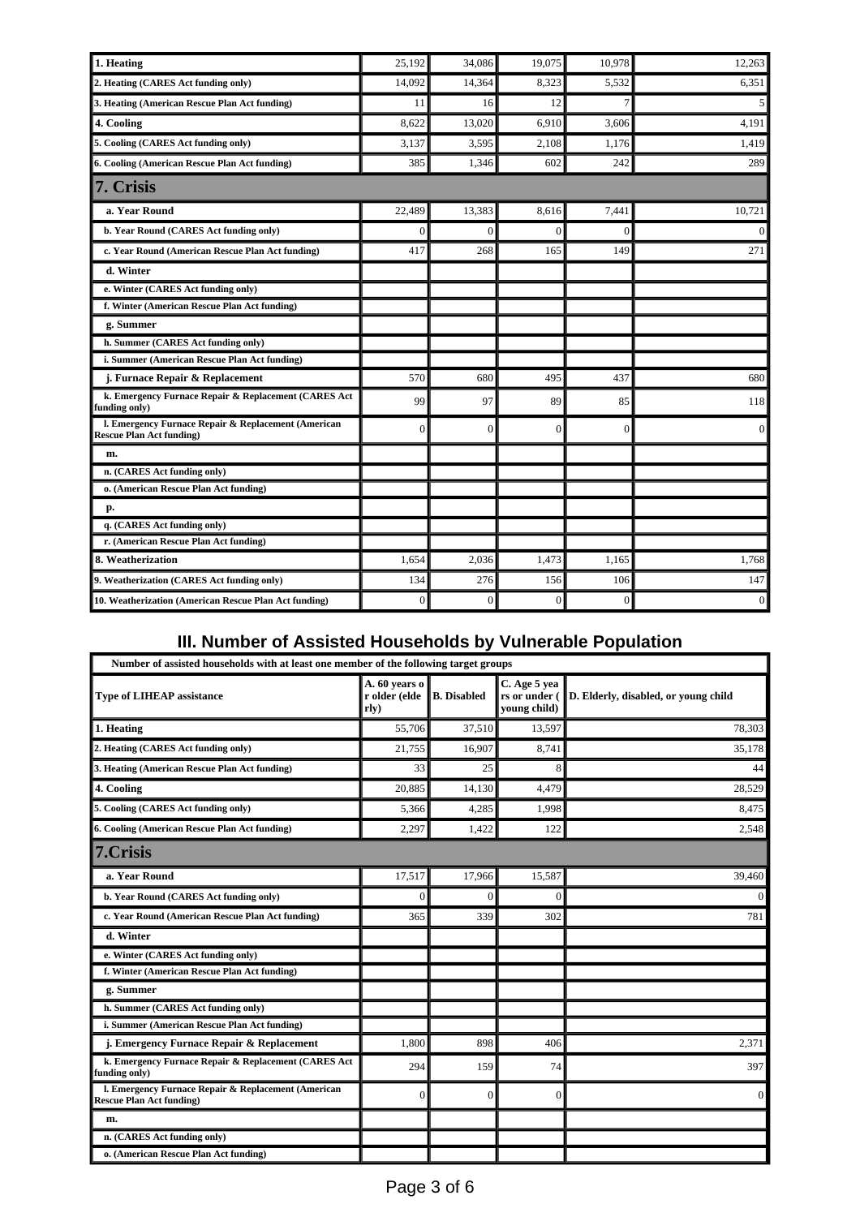| | | | | | |
|---|---|---|---|---|---|
| **1. Heating** | 25,192 | 34,086 | 19,075 | 10,978 | 12,263 |
| **2. Heating (CARES Act funding only)** | 14,092 | 14,364 | 8,323 | 5,532 | 6,351 |
| **3. Heating (American Rescue Plan Act funding)** | 11 | 16 | 12 | 7 | 5 |
| **4. Cooling** | 8,622 | 13,020 | 6,910 | 3,606 | 4,191 |
| **5. Cooling (CARES Act funding only)** | 3,137 | 3,595 | 2,108 | 1,176 | 1,419 |
| **6. Cooling (American Rescue Plan Act funding)** | 385 | 1,346 | 602 | 242 | 289 |
| **7. Crisis** | | | | | |
| **a. Year Round** | 22,489 | 13,383 | 8,616 | 7,441 | 10,721 |
| **b. Year Round (CARES Act funding only)** | 0 | 0 | 0 | 0 | 0 |
| **c. Year Round (American Rescue Plan Act funding)** | 417 | 268 | 165 | 149 | 271 |
| **d. Winter** | | | | | |
| **e. Winter (CARES Act funding only)** | | | | | |
| **f. Winter (American Rescue Plan Act funding)** | | | | | |
| **g. Summer** | | | | | |
| **h. Summer (CARES Act funding only)** | | | | | |
| **i. Summer (American Rescue Plan Act funding)** | | | | | |
| **j. Furnace Repair & Replacement** | 570 | 680 | 495 | 437 | 680 |
| **k. Emergency Furnace Repair & Replacement (CARES Act funding only)** | 99 | 97 | 89 | 85 | 118 |
| **l. Emergency Furnace Repair & Replacement (American Rescue Plan Act funding)** | 0 | 0 | 0 | 0 | 0 |
| **m.** | | | | | |
| **n. (CARES Act funding only)** | | | | | |
| **o. (American Rescue Plan Act funding)** | | | | | |
| **p.** | | | | | |
| **q. (CARES Act funding only)** | | | | | |
| **r. (American Rescue Plan Act funding)** | | | | | |
| **8. Weatherization** | 1,654 | 2,036 | 1,473 | 1,165 | 1,768 |
| **9. Weatherization (CARES Act funding only)** | 134 | 276 | 156 | 106 | 147 |
| **10. Weatherization (American Rescue Plan Act funding)** | 0 | 0 | 0 | 0 | 0 |

## III. Number of Assisted Households by Vulnerable Population

Number of assisted households with at least one member of the following target groups

| Type of LIHEAP assistance | A. 60 years or older (elderly) | B. Disabled | C. Age 5 years or under (young child) | D. Elderly, disabled, or young child |
|---|---|---|---|---|
| **1. Heating** | 55,706 | 37,510 | 13,597 | 78,303 |
| **2. Heating (CARES Act funding only)** | 21,755 | 16,907 | 8,741 | 35,178 |
| **3. Heating (American Rescue Plan Act funding)** | 33 | 25 | 8 | 44 |
| **4. Cooling** | 20,885 | 14,130 | 4,479 | 28,529 |
| **5. Cooling (CARES Act funding only)** | 5,366 | 4,285 | 1,998 | 8,475 |
| **6. Cooling (American Rescue Plan Act funding)** | 2,297 | 1,422 | 122 | 2,548 |
| **7.Crisis** | | | | |
| **a. Year Round** | 17,517 | 17,966 | 15,587 | 39,460 |
| **b. Year Round (CARES Act funding only)** | 0 | 0 | 0 | 0 |
| **c. Year Round (American Rescue Plan Act funding)** | 365 | 339 | 302 | 781 |
| **d. Winter** | | | | |
| **e. Winter (CARES Act funding only)** | | | | |
| **f. Winter (American Rescue Plan Act funding)** | | | | |
| **g. Summer** | | | | |
| **h. Summer (CARES Act funding only)** | | | | |
| **i. Summer (American Rescue Plan Act funding)** | | | | |
| **j. Emergency Furnace Repair & Replacement** | 1,800 | 898 | 406 | 2,371 |
| **k. Emergency Furnace Repair & Replacement (CARES Act funding only)** | 294 | 159 | 74 | 397 |
| **l. Emergency Furnace Repair & Replacement (American Rescue Plan Act funding)** | 0 | 0 | 0 | 0 |
| **m.** | | | | |
| **n. (CARES Act funding only)** | | | | |
| **o. (American Rescue Plan Act funding)** | | | | |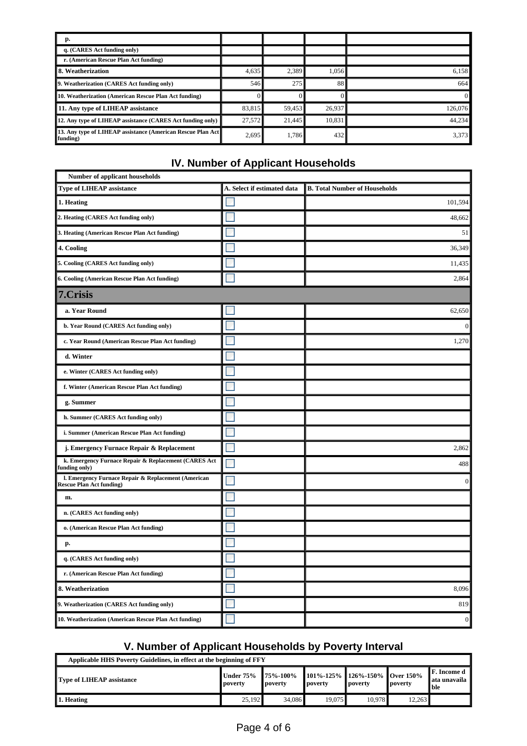| | | | | |
|---|---|---|---|---|
| p. | | | | |
| q. (CARES Act funding only) | | | | |
| r. (American Rescue Plan Act funding) | | | | |
| 8. Weatherization | 4,635 | 2,389 | 1,056 | 6,158 |
| 9. Weatherization (CARES Act funding only) | 546 | 275 | 88 | 664 |
| 10. Weatherization (American Rescue Plan Act funding) | 0 | 0 | 0 | 0 |
| 11. Any type of LIHEAP assistance | 83,815 | 59,453 | 26,937 | 126,076 |
| 12. Any type of LIHEAP assistance (CARES Act funding only) | 27,572 | 21,445 | 10,831 | 44,234 |
| 13. Any type of LIHEAP assistance (American Rescue Plan Act funding) | 2,695 | 1,786 | 432 | 3,373 |

## IV. Number of Applicant Households

| Number of applicant households | | |
|---|---|---|
| **Type of LIHEAP assistance** | **A. Select if estimated data** | **B. Total Number of Households** |
| 1. Heating | | 101,594 |
| 2. Heating (CARES Act funding only) | | 48,662 |
| 3. Heating (American Rescue Plan Act funding) | | 51 |
| 4. Cooling | | 36,349 |
| 5. Cooling (CARES Act funding only) | | 11,435 |
| 6. Cooling (American Rescue Plan Act funding) | | 2,864 |
| **7.Crisis** | | |
| a. Year Round | | 62,650 |
| b. Year Round (CARES Act funding only) | | 0 |
| c. Year Round (American Rescue Plan Act funding) | | 1,270 |
| d. Winter | | |
| e. Winter (CARES Act funding only) | | |
| f. Winter (American Rescue Plan Act funding) | | |
| g. Summer | | |
| h. Summer (CARES Act funding only) | | |
| i. Summer (American Rescue Plan Act funding) | | |
| j. Emergency Furnace Repair & Replacement | | 2,862 |
| k. Emergency Furnace Repair & Replacement (CARES Act funding only) | | 488 |
| l. Emergency Furnace Repair & Replacement (American Rescue Plan Act funding) | | 0 |
| m. | | |
| n. (CARES Act funding only) | | |
| o. (American Rescue Plan Act funding) | | |
| p. | | |
| q. (CARES Act funding only) | | |
| r. (American Rescue Plan Act funding) | | |
| 8. Weatherization | | 8,096 |
| 9. Weatherization (CARES Act funding only) | | 819 |
| 10. Weatherization (American Rescue Plan Act funding) | | 0 |

## V. Number of Applicant Households by Poverty Interval

| Applicable HHS Poverty Guidelines, in effect at the beginning of FFY | | | | | | |
|---|---|---|---|---|---|---|
| **Type of LIHEAP assistance** | **Under 75% poverty** | **75%-100% poverty** | **101%-125% poverty** | **126%-150% poverty** | **Over 150% poverty** | **F. Income data unavailable** |
| 1. Heating | 25,192 | 34,086 | 19,075 | 10,978 | 12,263 | |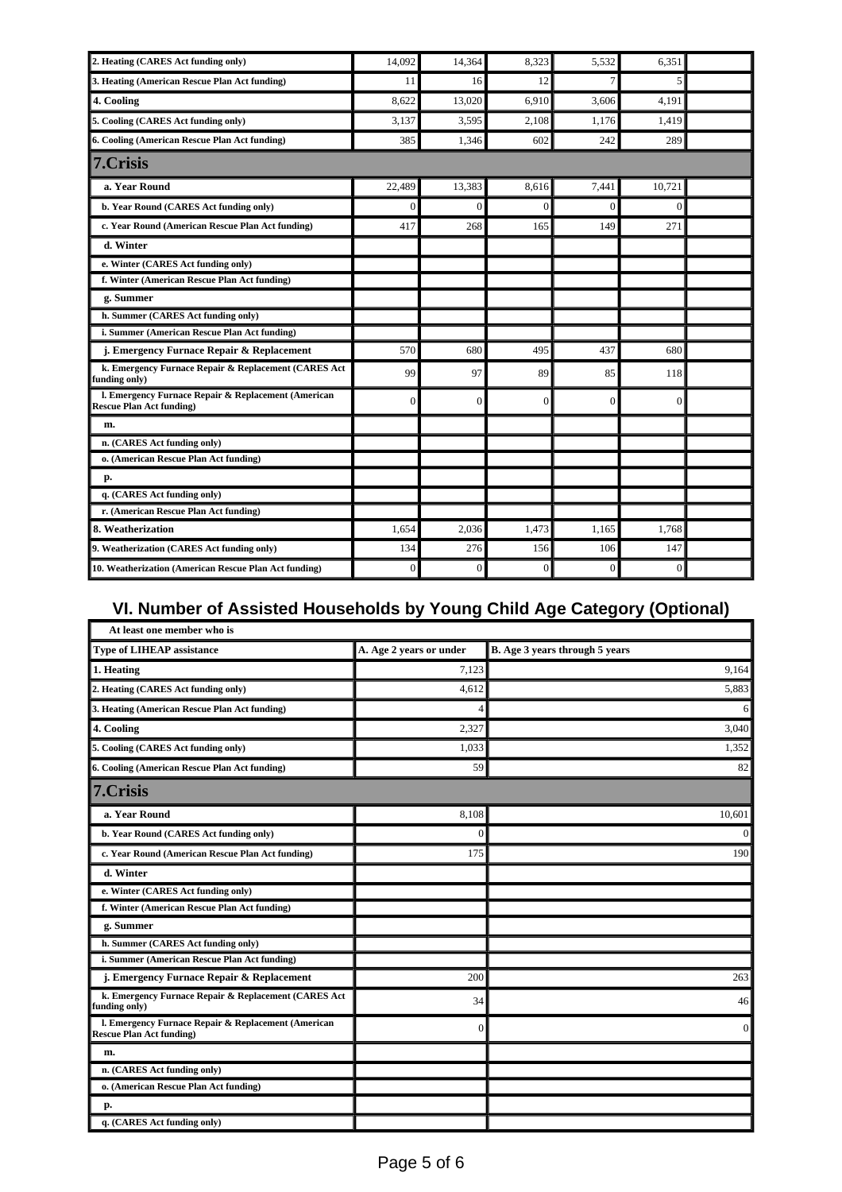| | | | | | | |
|---|---|---|---|---|---|---|
| 2. Heating (CARES Act funding only) | 14,092 | 14,364 | 8,323 | 5,532 | 6,351 | |
| 3. Heating (American Rescue Plan Act funding) | 11 | 16 | 12 | 7 | 5 | |
| 4. Cooling | 8,622 | 13,020 | 6,910 | 3,606 | 4,191 | |
| 5. Cooling (CARES Act funding only) | 3,137 | 3,595 | 2,108 | 1,176 | 1,419 | |
| 6. Cooling (American Rescue Plan Act funding) | 385 | 1,346 | 602 | 242 | 289 | |
| **7.Crisis** | | | | | | |
| a. Year Round | 22,489 | 13,383 | 8,616 | 7,441 | 10,721 | |
| b. Year Round (CARES Act funding only) | 0 | 0 | 0 | 0 | 0 | |
| c. Year Round (American Rescue Plan Act funding) | 417 | 268 | 165 | 149 | 271 | |
| d. Winter | | | | | | |
| e. Winter (CARES Act funding only) | | | | | | |
| f. Winter (American Rescue Plan Act funding) | | | | | | |
| g. Summer | | | | | | |
| h. Summer (CARES Act funding only) | | | | | | |
| i. Summer (American Rescue Plan Act funding) | | | | | | |
| j. Emergency Furnace Repair & Replacement | 570 | 680 | 495 | 437 | 680 | |
| k. Emergency Furnace Repair & Replacement (CARES Act funding only) | 99 | 97 | 89 | 85 | 118 | |
| l. Emergency Furnace Repair & Replacement (American Rescue Plan Act funding) | 0 | 0 | 0 | 0 | 0 | |
| m. | | | | | | |
| n. (CARES Act funding only) | | | | | | |
| o. (American Rescue Plan Act funding) | | | | | | |
| p. | | | | | | |
| q. (CARES Act funding only) | | | | | | |
| r. (American Rescue Plan Act funding) | | | | | | |
| 8. Weatherization | 1,654 | 2,036 | 1,473 | 1,165 | 1,768 | |
| 9. Weatherization (CARES Act funding only) | 134 | 276 | 156 | 106 | 147 | |
| 10. Weatherization (American Rescue Plan Act funding) | 0 | 0 | 0 | 0 | 0 | |

## VI. Number of Assisted Households by Young Child Age Category (Optional)

| At least one member who is | | |
|---|---|---|
| **Type of LIHEAP assistance** | **A. Age 2 years or under** | **B. Age 3 years through 5 years** |
| 1. Heating | 7,123 | 9,164 |
| 2. Heating (CARES Act funding only) | 4,612 | 5,883 |
| 3. Heating (American Rescue Plan Act funding) | 4 | 6 |
| 4. Cooling | 2,327 | 3,040 |
| 5. Cooling (CARES Act funding only) | 1,033 | 1,352 |
| 6. Cooling (American Rescue Plan Act funding) | 59 | 82 |
| **7.Crisis** | | |
| a. Year Round | 8,108 | 10,601 |
| b. Year Round (CARES Act funding only) | 0 | 0 |
| c. Year Round (American Rescue Plan Act funding) | 175 | 190 |
| d. Winter | | |
| e. Winter (CARES Act funding only) | | |
| f. Winter (American Rescue Plan Act funding) | | |
| g. Summer | | |
| h. Summer (CARES Act funding only) | | |
| i. Summer (American Rescue Plan Act funding) | | |
| j. Emergency Furnace Repair & Replacement | 200 | 263 |
| k. Emergency Furnace Repair & Replacement (CARES Act funding only) | 34 | 46 |
| l. Emergency Furnace Repair & Replacement (American Rescue Plan Act funding) | 0 | 0 |
| m. | | |
| n. (CARES Act funding only) | | |
| o. (American Rescue Plan Act funding) | | |
| p. | | |
| q. (CARES Act funding only) | | |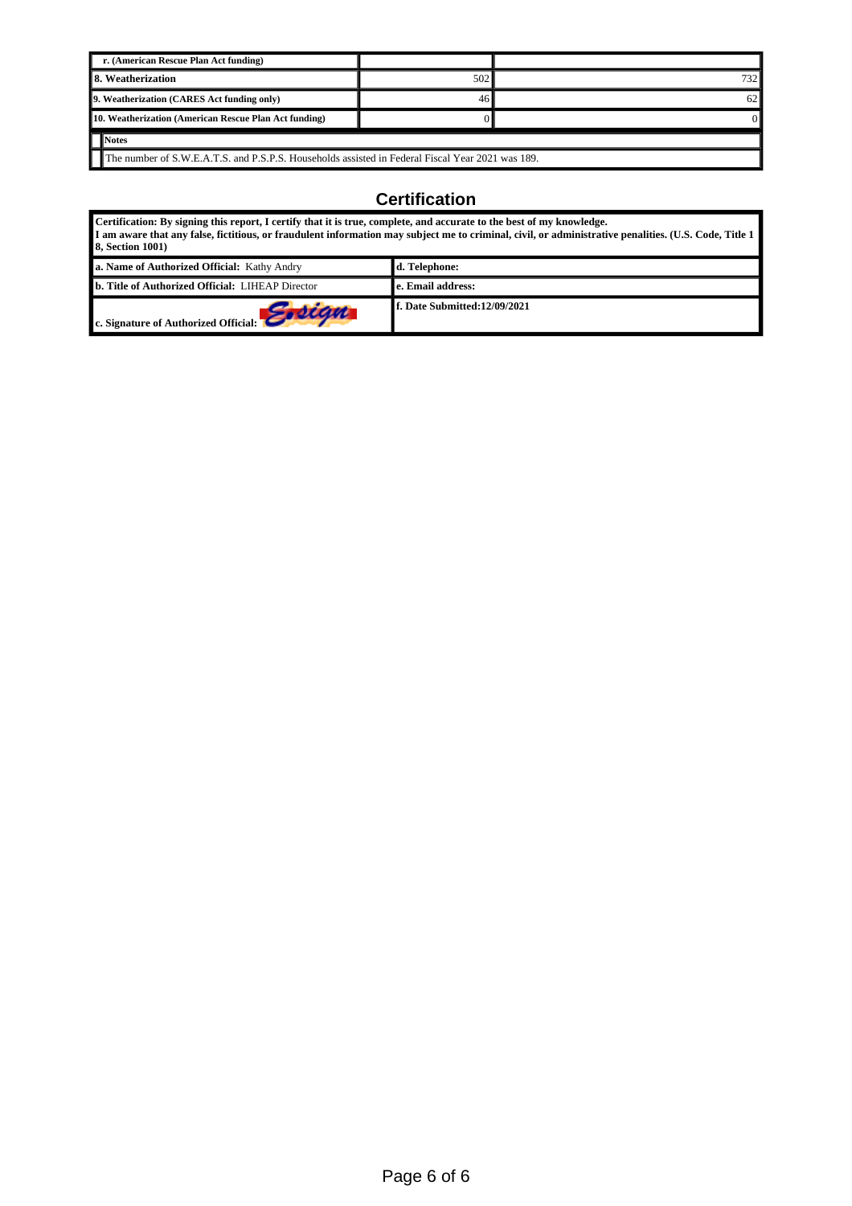| | | |
|---|---|---|
| r. (American Rescue Plan Act funding) | | |
| **8. Weatherization** | 502 | 732 |
| **9. Weatherization (CARES Act funding only)** | 46 | 62 |
| **10. Weatherization (American Rescue Plan Act funding)** | 0 | 0 |

**Notes**

The number of S.W.E.A.T.S. and P.S.P.S. Households assisted in Federal Fiscal Year 2021 was 189.

## Certification

**Certification: By signing this report, I certify that it is true, complete, and accurate to the best of my knowledge.**
**I am aware that any false, fictitious, or fraudulent information may subject me to criminal, civil, or administrative penalties. (U.S. Code, Title 18, Section 1001)**

| | |
|---|---|
| **a. Name of Authorized Official:** Kathy Andry | **d. Telephone:** |
| **b. Title of Authorized Official:** LIHEAP Director | **e. Email address:** |
| **c. Signature of Authorized Official:** E-sign | **f. Date Submitted:12/09/2021** |